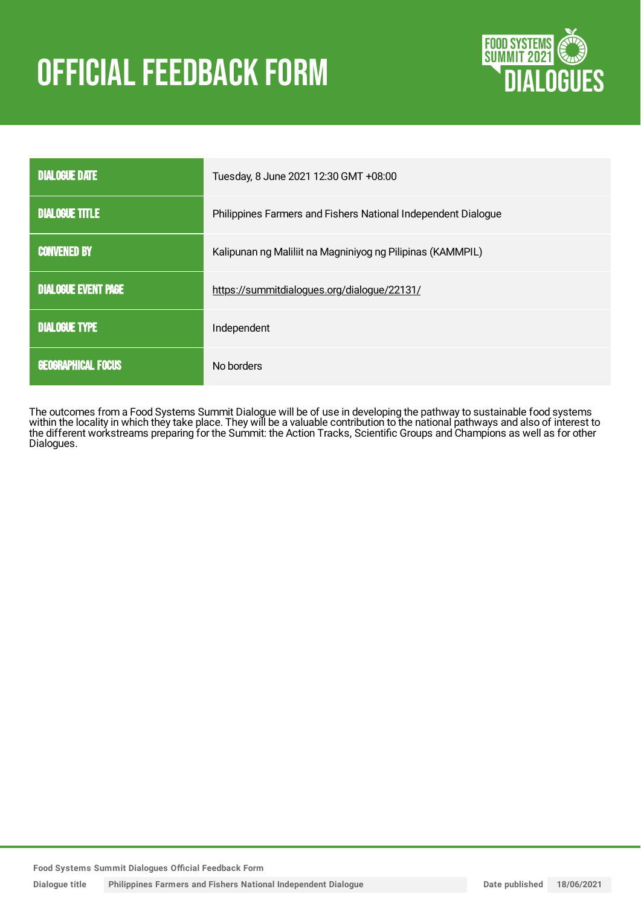# OFFICIAL FEEDBACK FORM

FOOD SYSTEMS SUMMIT 2021 DIALOGUES

| | |
|---|---|
| DIALOGUE DATE | Tuesday, 8 June 2021 12:30 GMT +08:00 |
| DIALOGUE TITLE | Philippines Farmers and Fishers National Independent Dialogue |
| CONVENED BY | Kalipunan ng Maliliit na Magniniyog ng Pilipinas (KAMMPIL) |
| DIALOGUE EVENT PAGE | https://summitdialogues.org/dialogue/22131/ |
| DIALOGUE TYPE | Independent |
| GEOGRAPHICAL FOCUS | No borders |

The outcomes from a Food Systems Summit Dialogue will be of use in developing the pathway to sustainable food systems within the locality in which they take place. They will be a valuable contribution to the national pathways and also of interest to the different workstreams preparing for the Summit: the Action Tracks, Scientific Groups and Champions as well as for other Dialogues.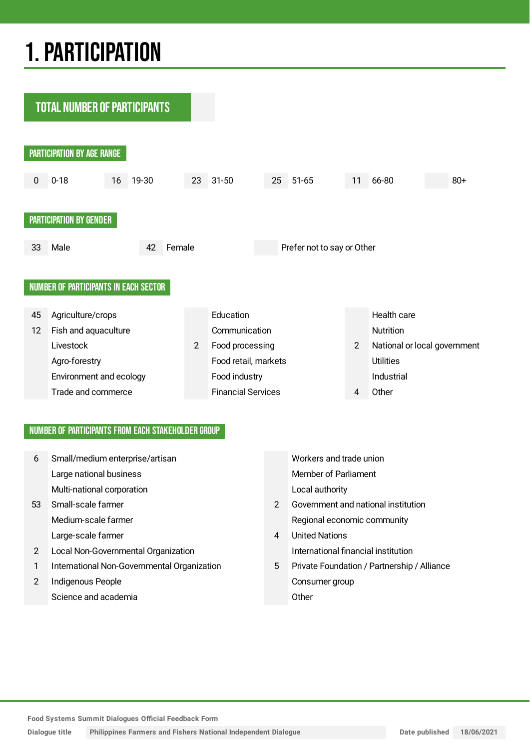# 1. PARTICIPATION

## TOTAL NUMBER OF PARTICIPANTS

### PARTICIPATION BY AGE RANGE

| 0-18 | 19-30 | 31-50 | 51-65 | 66-80 | 80+ |
|---|---|---|---|---|---|
| 0 | 16 | 23 | 25 | 11 | |

### PARTICIPATION BY GENDER

| Male | Female | Prefer not to say or Other |
|---|---|---|
| 33 | 42 | |

### NUMBER OF PARTICIPANTS IN EACH SECTOR

| | Sector | | Sector | | Sector |
|---|---|---|---|---|---|
| 45 | Agriculture/crops | | Education | | Health care |
| 12 | Fish and aquaculture | | Communication | | Nutrition |
| | Livestock | 2 | Food processing | 2 | National or local government |
| | Agro-forestry | | Food retail, markets | | Utilities |
| | Environment and ecology | | Food industry | | Industrial |
| | Trade and commerce | | Financial Services | 4 | Other |

### NUMBER OF PARTICIPANTS FROM EACH STAKEHOLDER GROUP

| | Stakeholder group | | Stakeholder group |
|---|---|---|---|
| 6 | Small/medium enterprise/artisan | | Workers and trade union |
| | Large national business | | Member of Parliament |
| | Multi-national corporation | | Local authority |
| 53 | Small-scale farmer | 2 | Government and national institution |
| | Medium-scale farmer | | Regional economic community |
| | Large-scale farmer | 4 | United Nations |
| 2 | Local Non-Governmental Organization | | International financial institution |
| 1 | International Non-Governmental Organization | 5 | Private Foundation / Partnership / Alliance |
| 2 | Indigenous People | | Consumer group |
| | Science and academia | | Other |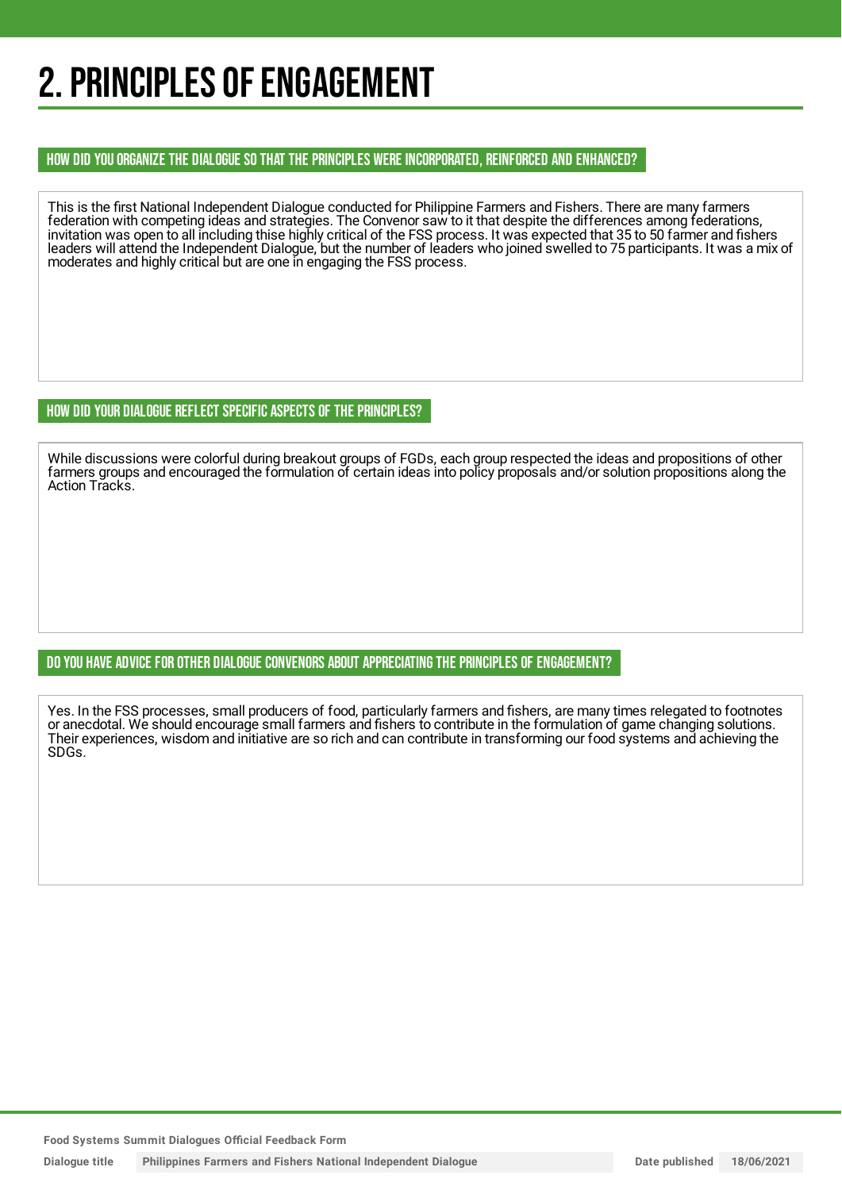# 2. PRINCIPLES OF ENGAGEMENT

### HOW DID YOU ORGANIZE THE DIALOGUE SO THAT THE PRINCIPLES WERE INCORPORATED, REINFORCED AND ENHANCED?

This is the first National Independent Dialogue conducted for Philippine Farmers and Fishers. There are many farmers federation with competing ideas and strategies. The Convenor saw to it that despite the differences among federations, invitation was open to all including thise highly critical of the FSS process. It was expected that 35 to 50 farmer and fishers leaders will attend the Independent Dialogue, but the number of leaders who joined swelled to 75 participants. It was a mix of moderates and highly critical but are one in engaging the FSS process.

### HOW DID YOUR DIALOGUE REFLECT SPECIFIC ASPECTS OF THE PRINCIPLES?

While discussions were colorful during breakout groups of FGDs, each group respected the ideas and propositions of other farmers groups and encouraged the formulation of certain ideas into policy proposals and/or solution propositions along the Action Tracks.

### DO YOU HAVE ADVICE FOR OTHER DIALOGUE CONVENORS ABOUT APPRECIATING THE PRINCIPLES OF ENGAGEMENT?

Yes. In the FSS processes, small producers of food, particularly farmers and fishers, are many times relegated to footnotes or anecdotal. We should encourage small farmers and fishers to contribute in the formulation of game changing solutions. Their experiences, wisdom and initiative are so rich and can contribute in transforming our food systems and achieving the SDGs.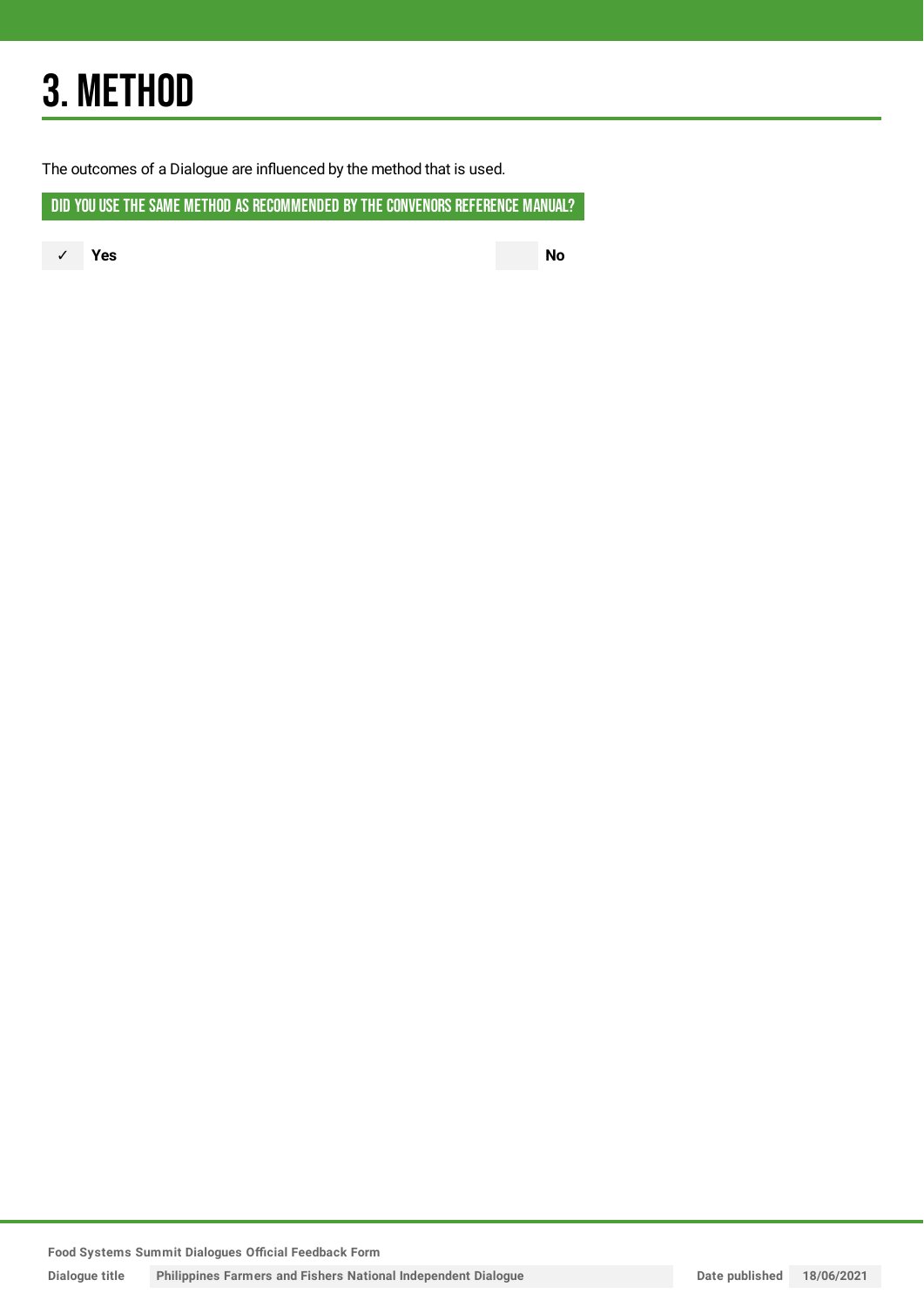# 3. METHOD

The outcomes of a Dialogue are influenced by the method that is used.

## DID YOU USE THE SAME METHOD AS RECOMMENDED BY THE CONVENORS REFERENCE MANUAL?

✓ **Yes**

**No**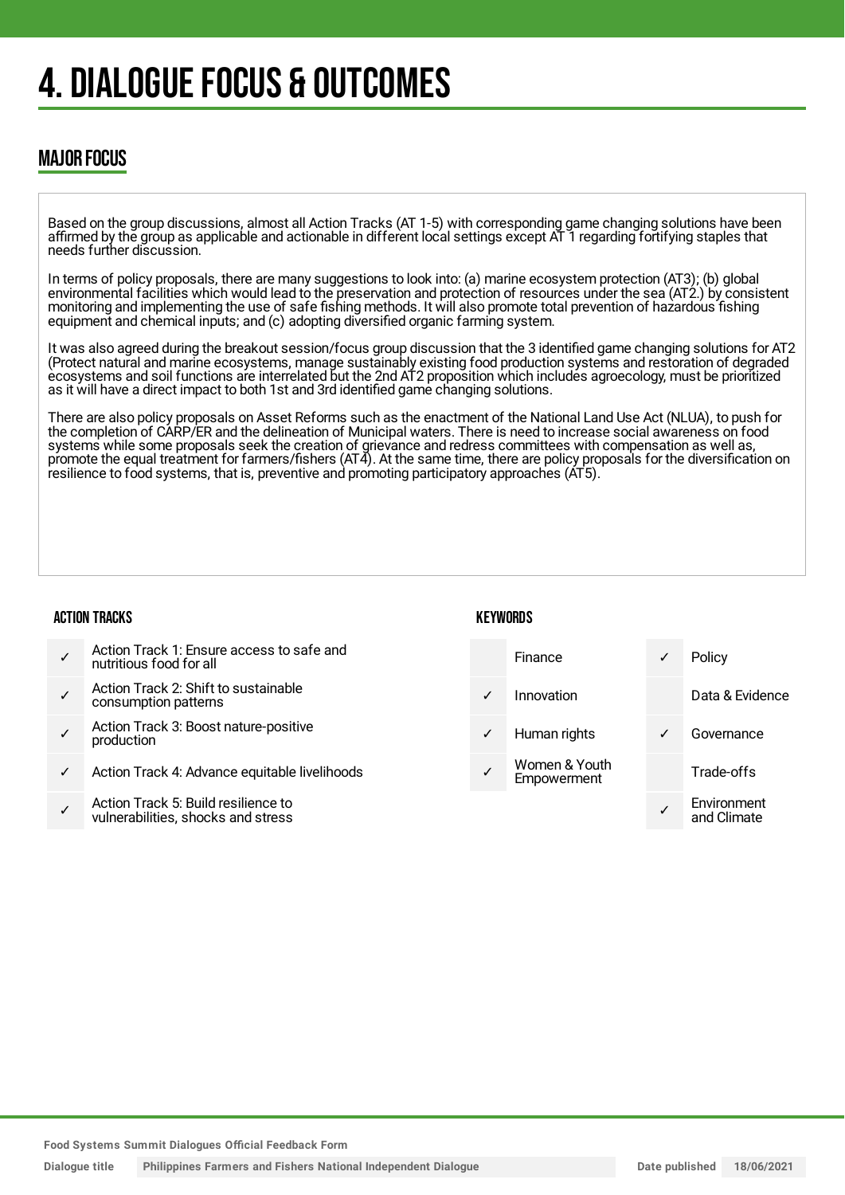# 4. DIALOGUE FOCUS & OUTCOMES

## MAJOR FOCUS

Based on the group discussions, almost all Action Tracks (AT 1-5) with corresponding game changing solutions have been affirmed by the group as applicable and actionable in different local settings except AT 1 regarding fortifying staples that needs further discussion.

In terms of policy proposals, there are many suggestions to look into: (a) marine ecosystem protection (AT3); (b) global environmental facilities which would lead to the preservation and protection of resources under the sea (AT2.) by consistent monitoring and implementing the use of safe fishing methods. It will also promote total prevention of hazardous fishing equipment and chemical inputs; and (c) adopting diversified organic farming system.

It was also agreed during the breakout session/focus group discussion that the 3 identified game changing solutions for AT2 (Protect natural and marine ecosystems, manage sustainably existing food production systems and restoration of degraded ecosystems and soil functions are interrelated but the 2nd AT2 proposition which includes agroecology, must be prioritized as it will have a direct impact to both 1st and 3rd identified game changing solutions.

There are also policy proposals on Asset Reforms such as the enactment of the National Land Use Act (NLUA), to push for the completion of CARP/ER and the delineation of Municipal waters. There is need to increase social awareness on food systems while some proposals seek the creation of grievance and redress committees with compensation as well as, promote the equal treatment for farmers/fishers (AT4). At the same time, there are policy proposals for the diversification on resilience to food systems, that is, preventive and promoting participatory approaches (AT5).

### ACTION TRACKS

| | |
|---|---|
| ✓ | Action Track 1: Ensure access to safe and nutritious food for all |
| ✓ | Action Track 2: Shift to sustainable consumption patterns |
| ✓ | Action Track 3: Boost nature-positive production |
| ✓ | Action Track 4: Advance equitable livelihoods |
| ✓ | Action Track 5: Build resilience to vulnerabilities, shocks and stress |

### KEYWORDS

| | | | |
|---|---|---|---|
| | Finance | ✓ | Policy |
| ✓ | Innovation | | Data & Evidence |
| ✓ | Human rights | ✓ | Governance |
| ✓ | Women & Youth Empowerment | | Trade-offs |
| | | ✓ | Environment and Climate |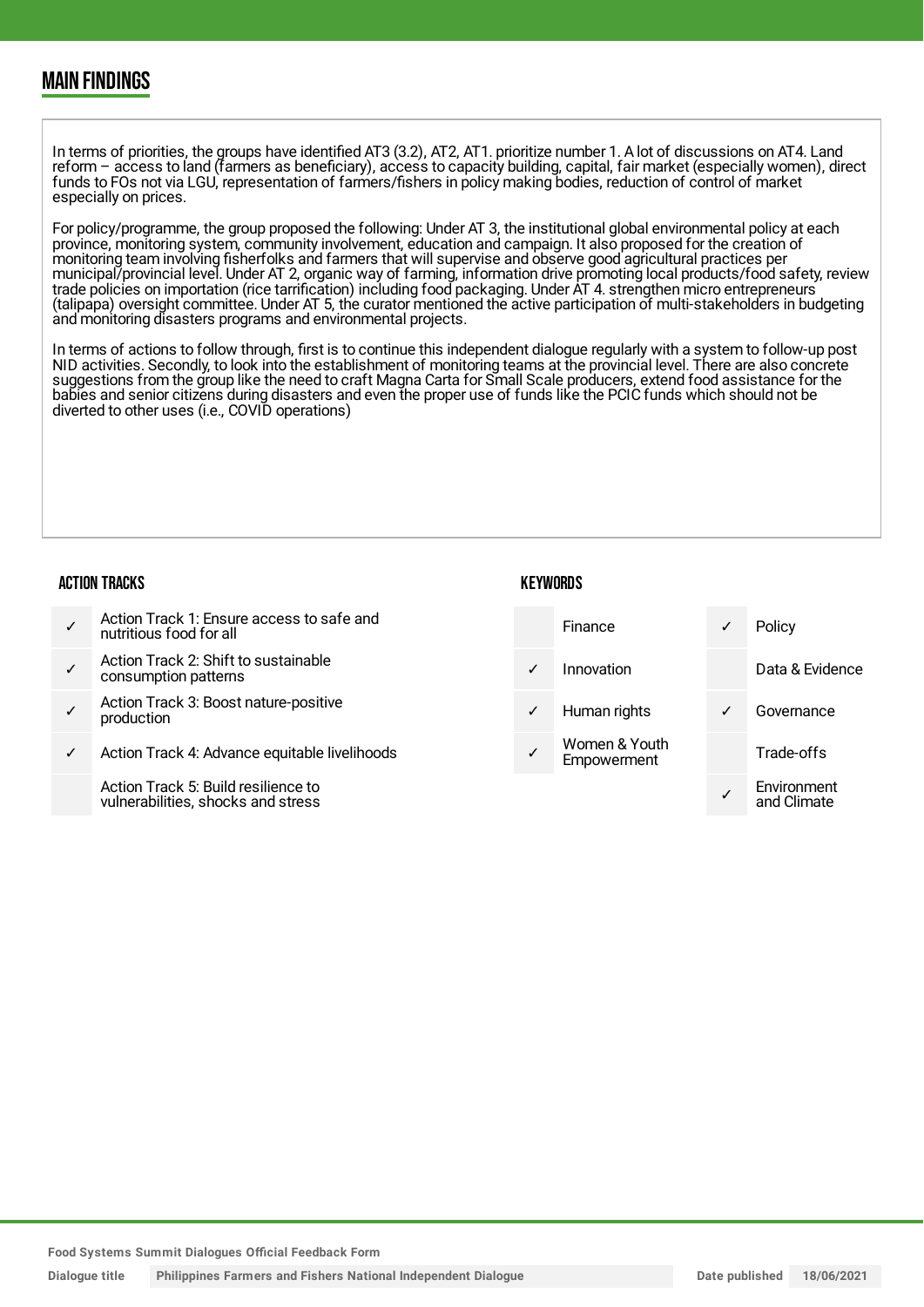## MAIN FINDINGS

In terms of priorities, the groups have identified AT3 (3.2), AT2, AT1. prioritize number 1. A lot of discussions on AT4. Land reform – access to land (farmers as beneficiary), access to capacity building, capital, fair market (especially women), direct funds to FOs not via LGU, representation of farmers/fishers in policy making bodies, reduction of control of market especially on prices.

For policy/programme, the group proposed the following: Under AT 3, the institutional global environmental policy at each province, monitoring system, community involvement, education and campaign. It also proposed for the creation of monitoring team involving fisherfolks and farmers that will supervise and observe good agricultural practices per municipal/provincial level. Under AT 2, organic way of farming, information drive promoting local products/food safety, review trade policies on importation (rice tarrification) including food packaging. Under AT 4. strengthen micro entrepreneurs (talipapa) oversight committee. Under AT 5, the curator mentioned the active participation of multi-stakeholders in budgeting and monitoring disasters programs and environmental projects.

In terms of actions to follow through, first is to continue this independent dialogue regularly with a system to follow-up post NID activities. Secondly, to look into the establishment of monitoring teams at the provincial level. There are also concrete suggestions from the group like the need to craft Magna Carta for Small Scale producers, extend food assistance for the babies and senior citizens during disasters and even the proper use of funds like the PCIC funds which should not be diverted to other uses (i.e., COVID operations)

### ACTION TRACKS

| | |
|---|---|
| ✓ | Action Track 1: Ensure access to safe and nutritious food for all |
| ✓ | Action Track 2: Shift to sustainable consumption patterns |
| ✓ | Action Track 3: Boost nature-positive production |
| ✓ | Action Track 4: Advance equitable livelihoods |
| | Action Track 5: Build resilience to vulnerabilities, shocks and stress |

### KEYWORDS

| | | | |
|---|---|---|---|
| | Finance | ✓ | Policy |
| ✓ | Innovation | | Data & Evidence |
| ✓ | Human rights | ✓ | Governance |
| ✓ | Women & Youth Empowerment | | Trade-offs |
| | | ✓ | Environment and Climate |

Food Systems Summit Dialogues Official Feedback Form

Dialogue title: Philippines Farmers and Fishers National Independent Dialogue — Date published: 18/06/2021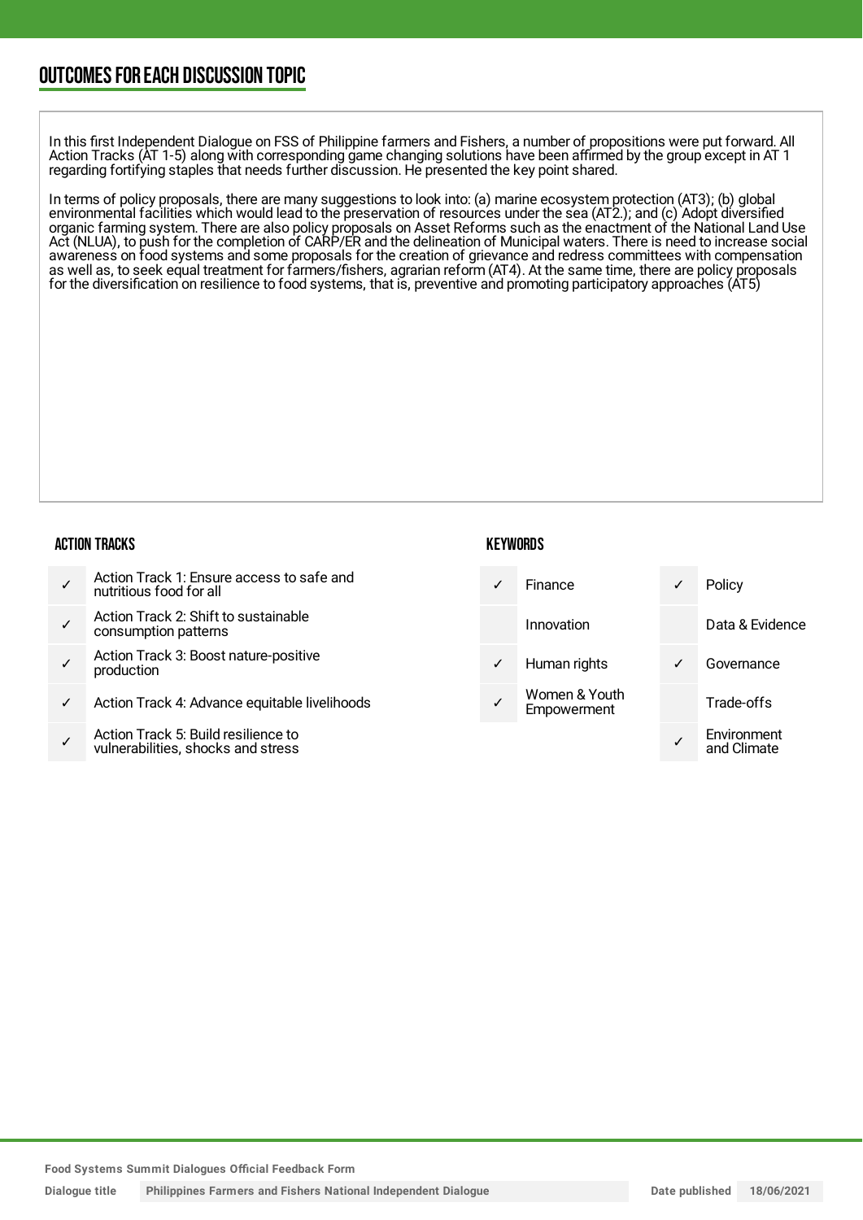## OUTCOMES FOR EACH DISCUSSION TOPIC

In this first Independent Dialogue on FSS of Philippine farmers and Fishers, a number of propositions were put forward. All Action Tracks (AT 1-5) along with corresponding game changing solutions have been affirmed by the group except in AT 1 regarding fortifying staples that needs further discussion. He presented the key point shared.

In terms of policy proposals, there are many suggestions to look into: (a) marine ecosystem protection (AT3); (b) global environmental facilities which would lead to the preservation of resources under the sea (AT2.); and (c) Adopt diversified organic farming system. There are also policy proposals on Asset Reforms such as the enactment of the National Land Use Act (NLUA), to push for the completion of CARP/ER and the delineation of Municipal waters. There is need to increase social awareness on food systems and some proposals for the creation of grievance and redress committees with compensation as well as, to seek equal treatment for farmers/fishers, agrarian reform (AT4). At the same time, there are policy proposals for the diversification on resilience to food systems, that is, preventive and promoting participatory approaches (AT5)

### ACTION TRACKS

| | |
|---|---|
| ✓ | Action Track 1: Ensure access to safe and nutritious food for all |
| ✓ | Action Track 2: Shift to sustainable consumption patterns |
| ✓ | Action Track 3: Boost nature-positive production |
| ✓ | Action Track 4: Advance equitable livelihoods |
| ✓ | Action Track 5: Build resilience to vulnerabilities, shocks and stress |

### KEYWORDS

| | | | |
|---|---|---|---|
| ✓ | Finance | ✓ | Policy |
| | Innovation | | Data & Evidence |
| ✓ | Human rights | ✓ | Governance |
| ✓ | Women & Youth Empowerment | | Trade-offs |
| | | ✓ | Environment and Climate |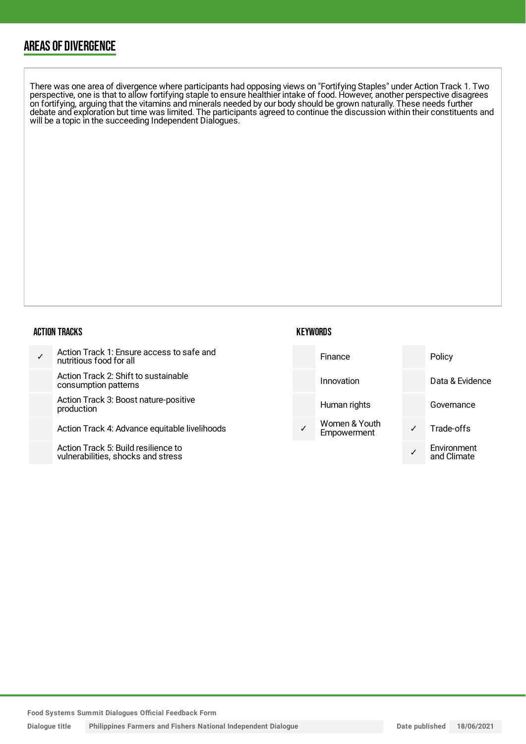## AREAS OF DIVERGENCE

There was one area of divergence where participants had opposing views on "Fortifying Staples" under Action Track 1. Two perspective, one is that to allow fortifying staple to ensure healthier intake of food. However, another perspective disagrees on fortifying, arguing that the vitamins and minerals needed by our body should be grown naturally. These needs further debate and exploration but time was limited. The participants agreed to continue the discussion within their constituents and will be a topic in the succeeding Independent Dialogues.

### ACTION TRACKS

| | |
|---|---|
| ✓ | Action Track 1: Ensure access to safe and nutritious food for all |
| | Action Track 2: Shift to sustainable consumption patterns |
| | Action Track 3: Boost nature-positive production |
| | Action Track 4: Advance equitable livelihoods |
| | Action Track 5: Build resilience to vulnerabilities, shocks and stress |

### KEYWORDS

| | | | |
|---|---|---|---|
| | Finance | | Policy |
| | Innovation | | Data & Evidence |
| | Human rights | | Governance |
| ✓ | Women & Youth Empowerment | ✓ | Trade-offs |
| | | ✓ | Environment and Climate |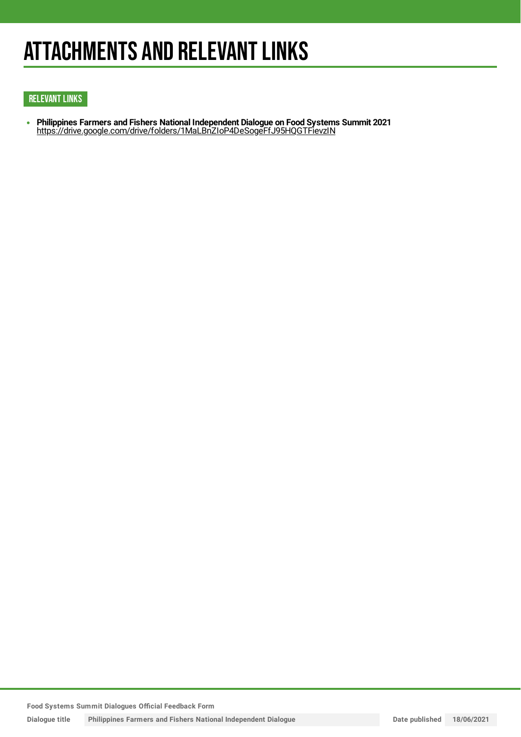# ATTACHMENTS AND RELEVANT LINKS

## RELEVANT LINKS

- **Philippines Farmers and Fishers National Independent Dialogue on Food Systems Summit 2021**
  https://drive.google.com/drive/folders/1MaLBnZIoP4DeSogeFfJ95HQGTFievzIN